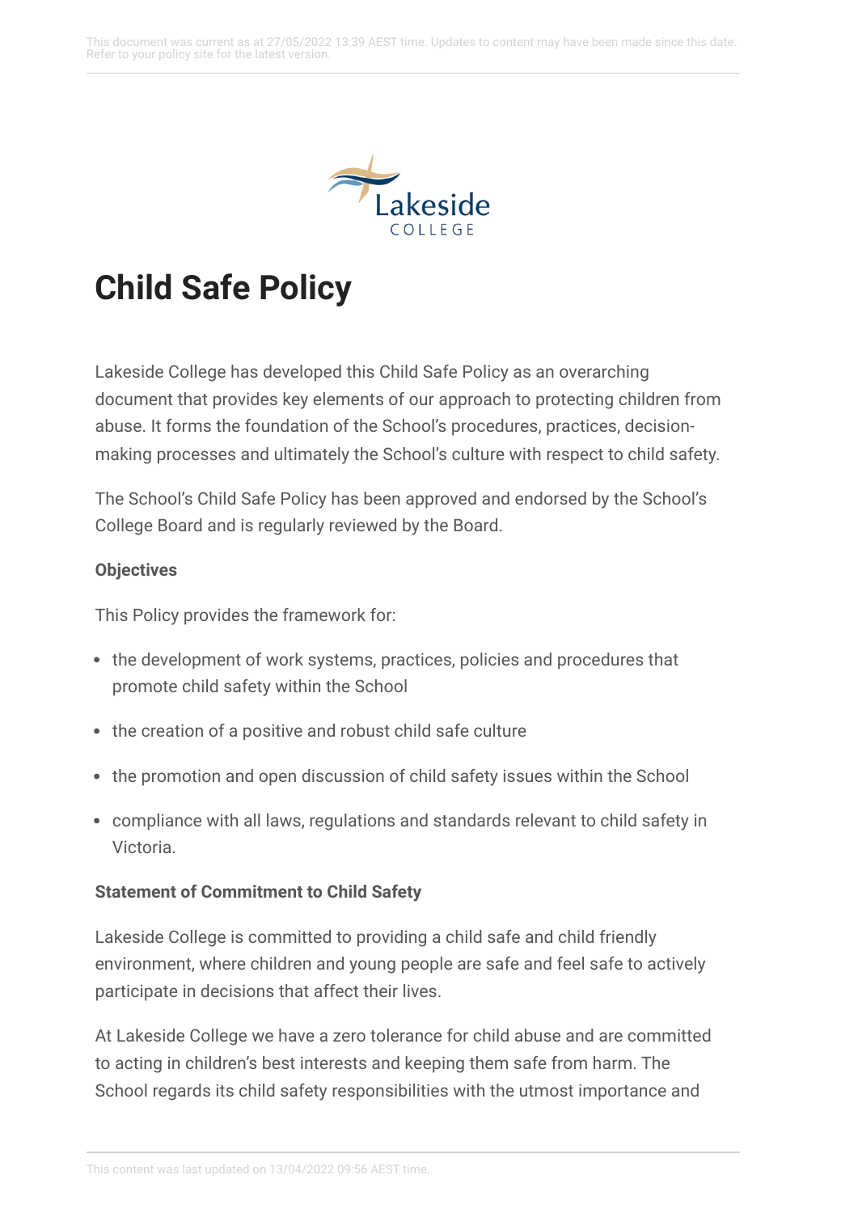# Child Safe Policy

Lakeside College has developed this Child Safe Policy as an overarching document that provides key elements of our approach to protecting children from abuse. It forms the foundation of the School's procedures, practices, decision-making processes and ultimately the School's culture with respect to child safety.

The School's Child Safe Policy has been approved and endorsed by the School's College Board and is regularly reviewed by the Board.

**Objectives**

This Policy provides the framework for:

- the development of work systems, practices, policies and procedures that promote child safety within the School
- the creation of a positive and robust child safe culture
- the promotion and open discussion of child safety issues within the School
- compliance with all laws, regulations and standards relevant to child safety in Victoria.

**Statement of Commitment to Child Safety**

Lakeside College is committed to providing a child safe and child friendly environment, where children and young people are safe and feel safe to actively participate in decisions that affect their lives.

At Lakeside College we have a zero tolerance for child abuse and are committed to acting in children's best interests and keeping them safe from harm. The School regards its child safety responsibilities with the utmost importance and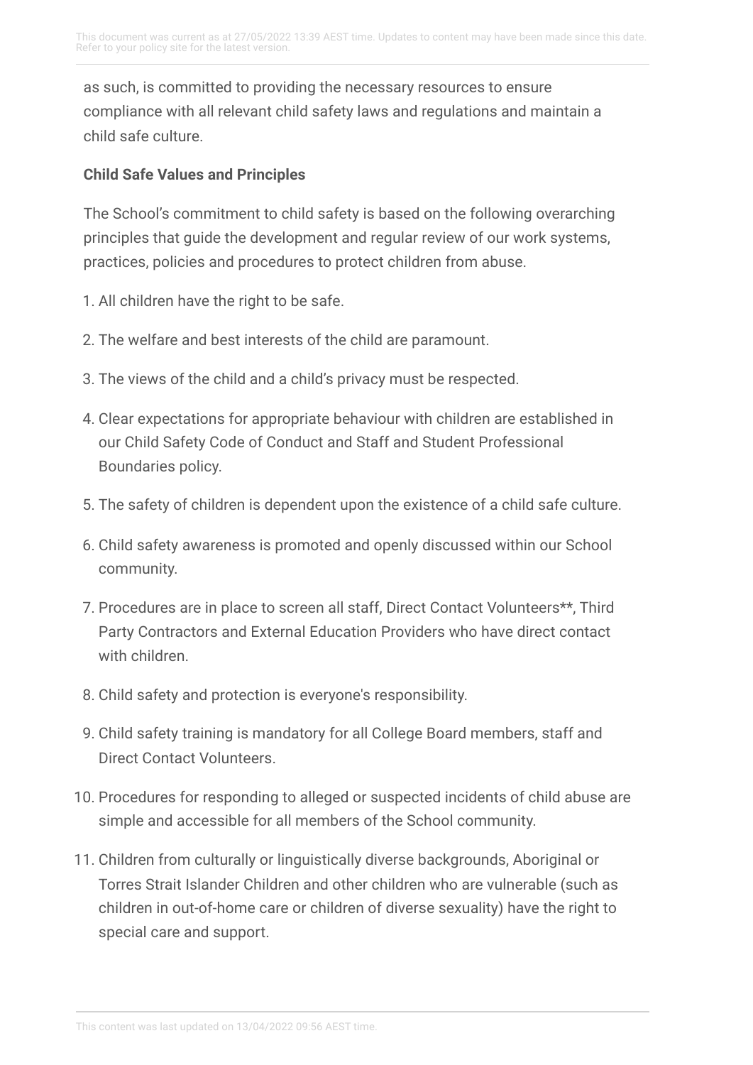as such, is committed to providing the necessary resources to ensure compliance with all relevant child safety laws and regulations and maintain a child safe culture.

**Child Safe Values and Principles**

The School's commitment to child safety is based on the following overarching principles that guide the development and regular review of our work systems, practices, policies and procedures to protect children from abuse.

1. All children have the right to be safe.
2. The welfare and best interests of the child are paramount.
3. The views of the child and a child's privacy must be respected.
4. Clear expectations for appropriate behaviour with children are established in our Child Safety Code of Conduct and Staff and Student Professional Boundaries policy.
5. The safety of children is dependent upon the existence of a child safe culture.
6. Child safety awareness is promoted and openly discussed within our School community.
7. Procedures are in place to screen all staff, Direct Contact Volunteers**, Third Party Contractors and External Education Providers who have direct contact with children.
8. Child safety and protection is everyone's responsibility.
9. Child safety training is mandatory for all College Board members, staff and Direct Contact Volunteers.
10. Procedures for responding to alleged or suspected incidents of child abuse are simple and accessible for all members of the School community.
11. Children from culturally or linguistically diverse backgrounds, Aboriginal or Torres Strait Islander Children and other children who are vulnerable (such as children in out-of-home care or children of diverse sexuality) have the right to special care and support.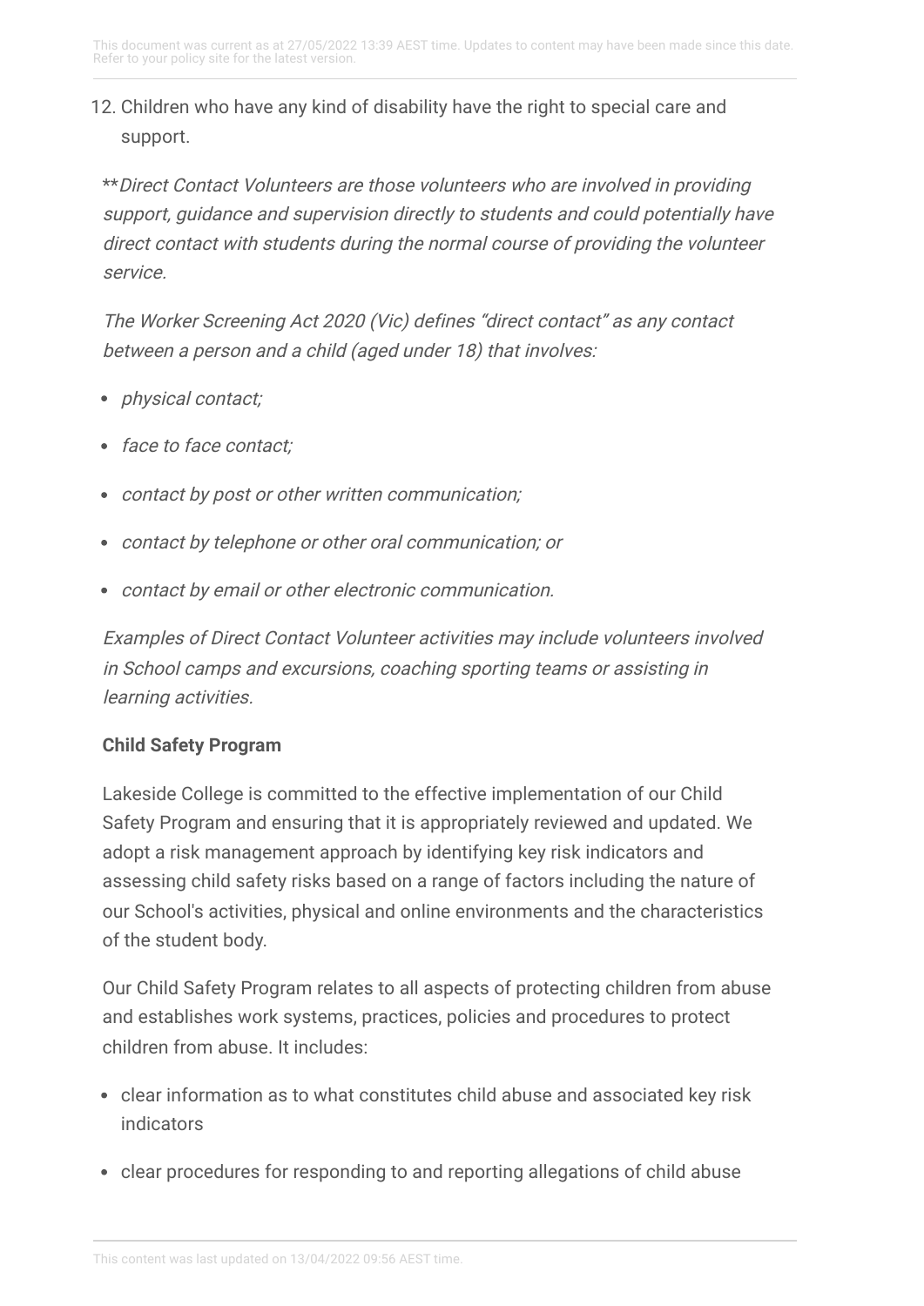12. Children who have any kind of disability have the right to special care and support.

***Direct Contact Volunteers are those volunteers who are involved in providing support, guidance and supervision directly to students and could potentially have direct contact with students during the normal course of providing the volunteer service.*

*The Worker Screening Act 2020 (Vic) defines "direct contact" as any contact between a person and a child (aged under 18) that involves:*

- *physical contact;*
- *face to face contact;*
- *contact by post or other written communication;*
- *contact by telephone or other oral communication; or*
- *contact by email or other electronic communication.*

*Examples of Direct Contact Volunteer activities may include volunteers involved in School camps and excursions, coaching sporting teams or assisting in learning activities.*

**Child Safety Program**

Lakeside College is committed to the effective implementation of our Child Safety Program and ensuring that it is appropriately reviewed and updated. We adopt a risk management approach by identifying key risk indicators and assessing child safety risks based on a range of factors including the nature of our School's activities, physical and online environments and the characteristics of the student body.

Our Child Safety Program relates to all aspects of protecting children from abuse and establishes work systems, practices, policies and procedures to protect children from abuse. It includes:

- clear information as to what constitutes child abuse and associated key risk indicators
- clear procedures for responding to and reporting allegations of child abuse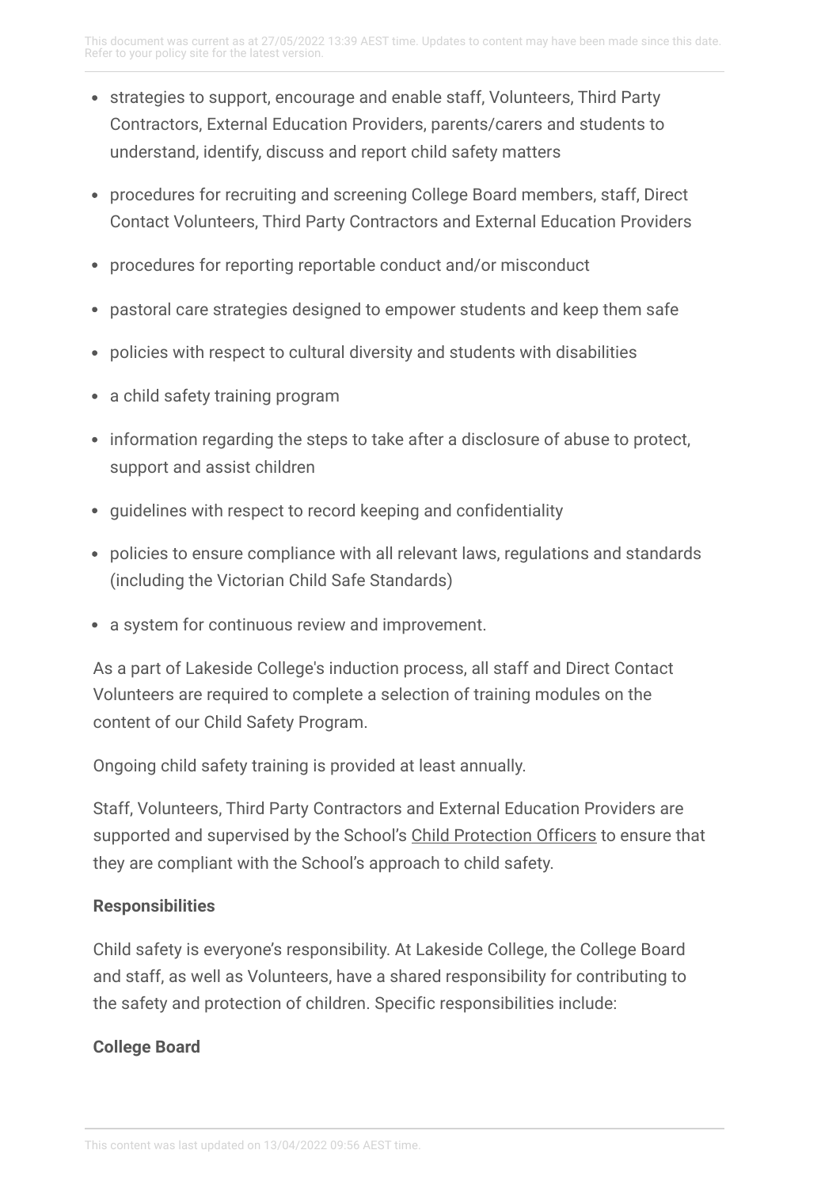- strategies to support, encourage and enable staff, Volunteers, Third Party Contractors, External Education Providers, parents/carers and students to understand, identify, discuss and report child safety matters
- procedures for recruiting and screening College Board members, staff, Direct Contact Volunteers, Third Party Contractors and External Education Providers
- procedures for reporting reportable conduct and/or misconduct
- pastoral care strategies designed to empower students and keep them safe
- policies with respect to cultural diversity and students with disabilities
- a child safety training program
- information regarding the steps to take after a disclosure of abuse to protect, support and assist children
- guidelines with respect to record keeping and confidentiality
- policies to ensure compliance with all relevant laws, regulations and standards (including the Victorian Child Safe Standards)
- a system for continuous review and improvement.

As a part of Lakeside College's induction process, all staff and Direct Contact Volunteers are required to complete a selection of training modules on the content of our Child Safety Program.

Ongoing child safety training is provided at least annually.

Staff, Volunteers, Third Party Contractors and External Education Providers are supported and supervised by the School's Child Protection Officers to ensure that they are compliant with the School's approach to child safety.

**Responsibilities**

Child safety is everyone's responsibility. At Lakeside College, the College Board and staff, as well as Volunteers, have a shared responsibility for contributing to the safety and protection of children. Specific responsibilities include:

**College Board**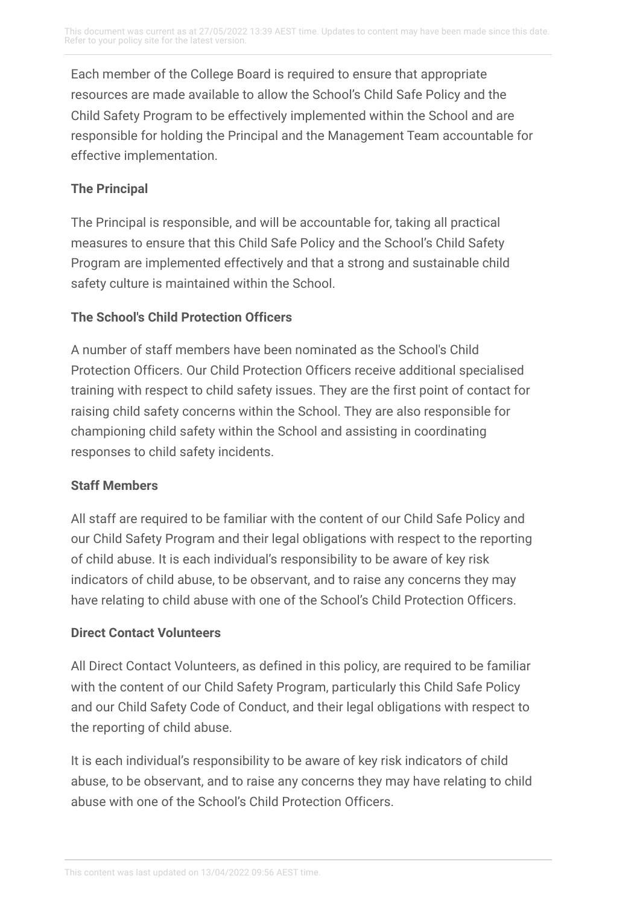Each member of the College Board is required to ensure that appropriate resources are made available to allow the School's Child Safe Policy and the Child Safety Program to be effectively implemented within the School and are responsible for holding the Principal and the Management Team accountable for effective implementation.

**The Principal**

The Principal is responsible, and will be accountable for, taking all practical measures to ensure that this Child Safe Policy and the School's Child Safety Program are implemented effectively and that a strong and sustainable child safety culture is maintained within the School.

**The School's Child Protection Officers**

A number of staff members have been nominated as the School's Child Protection Officers. Our Child Protection Officers receive additional specialised training with respect to child safety issues. They are the first point of contact for raising child safety concerns within the School. They are also responsible for championing child safety within the School and assisting in coordinating responses to child safety incidents.

**Staff Members**

All staff are required to be familiar with the content of our Child Safe Policy and our Child Safety Program and their legal obligations with respect to the reporting of child abuse. It is each individual's responsibility to be aware of key risk indicators of child abuse, to be observant, and to raise any concerns they may have relating to child abuse with one of the School's Child Protection Officers.

**Direct Contact Volunteers**

All Direct Contact Volunteers, as defined in this policy, are required to be familiar with the content of our Child Safety Program, particularly this Child Safe Policy and our Child Safety Code of Conduct, and their legal obligations with respect to the reporting of child abuse.

It is each individual's responsibility to be aware of key risk indicators of child abuse, to be observant, and to raise any concerns they may have relating to child abuse with one of the School's Child Protection Officers.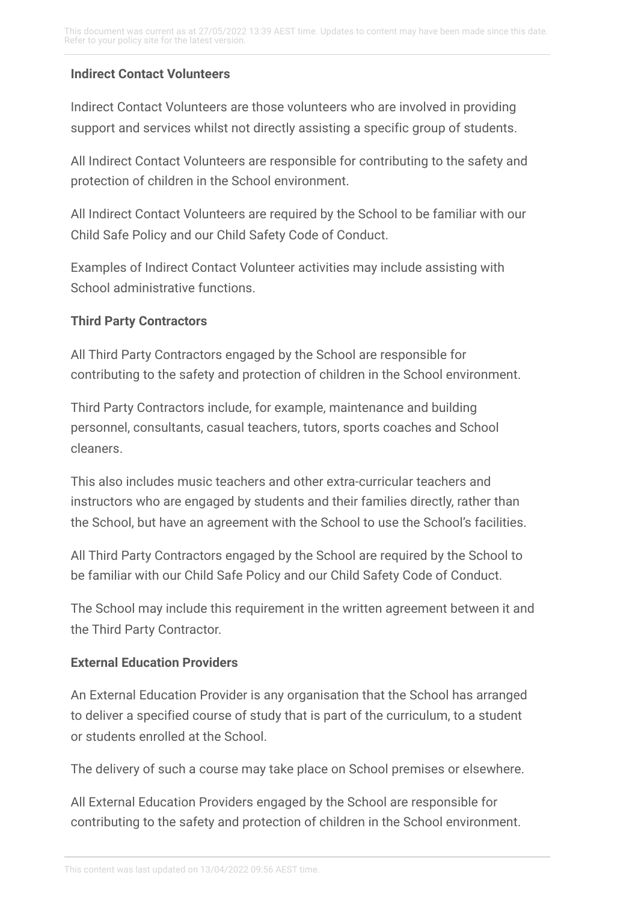**Indirect Contact Volunteers**

Indirect Contact Volunteers are those volunteers who are involved in providing support and services whilst not directly assisting a specific group of students.

All Indirect Contact Volunteers are responsible for contributing to the safety and protection of children in the School environment.

All Indirect Contact Volunteers are required by the School to be familiar with our Child Safe Policy and our Child Safety Code of Conduct.

Examples of Indirect Contact Volunteer activities may include assisting with School administrative functions.

**Third Party Contractors**

All Third Party Contractors engaged by the School are responsible for contributing to the safety and protection of children in the School environment.

Third Party Contractors include, for example, maintenance and building personnel, consultants, casual teachers, tutors, sports coaches and School cleaners.

This also includes music teachers and other extra-curricular teachers and instructors who are engaged by students and their families directly, rather than the School, but have an agreement with the School to use the School's facilities.

All Third Party Contractors engaged by the School are required by the School to be familiar with our Child Safe Policy and our Child Safety Code of Conduct.

The School may include this requirement in the written agreement between it and the Third Party Contractor.

**External Education Providers**

An External Education Provider is any organisation that the School has arranged to deliver a specified course of study that is part of the curriculum, to a student or students enrolled at the School.

The delivery of such a course may take place on School premises or elsewhere.

All External Education Providers engaged by the School are responsible for contributing to the safety and protection of children in the School environment.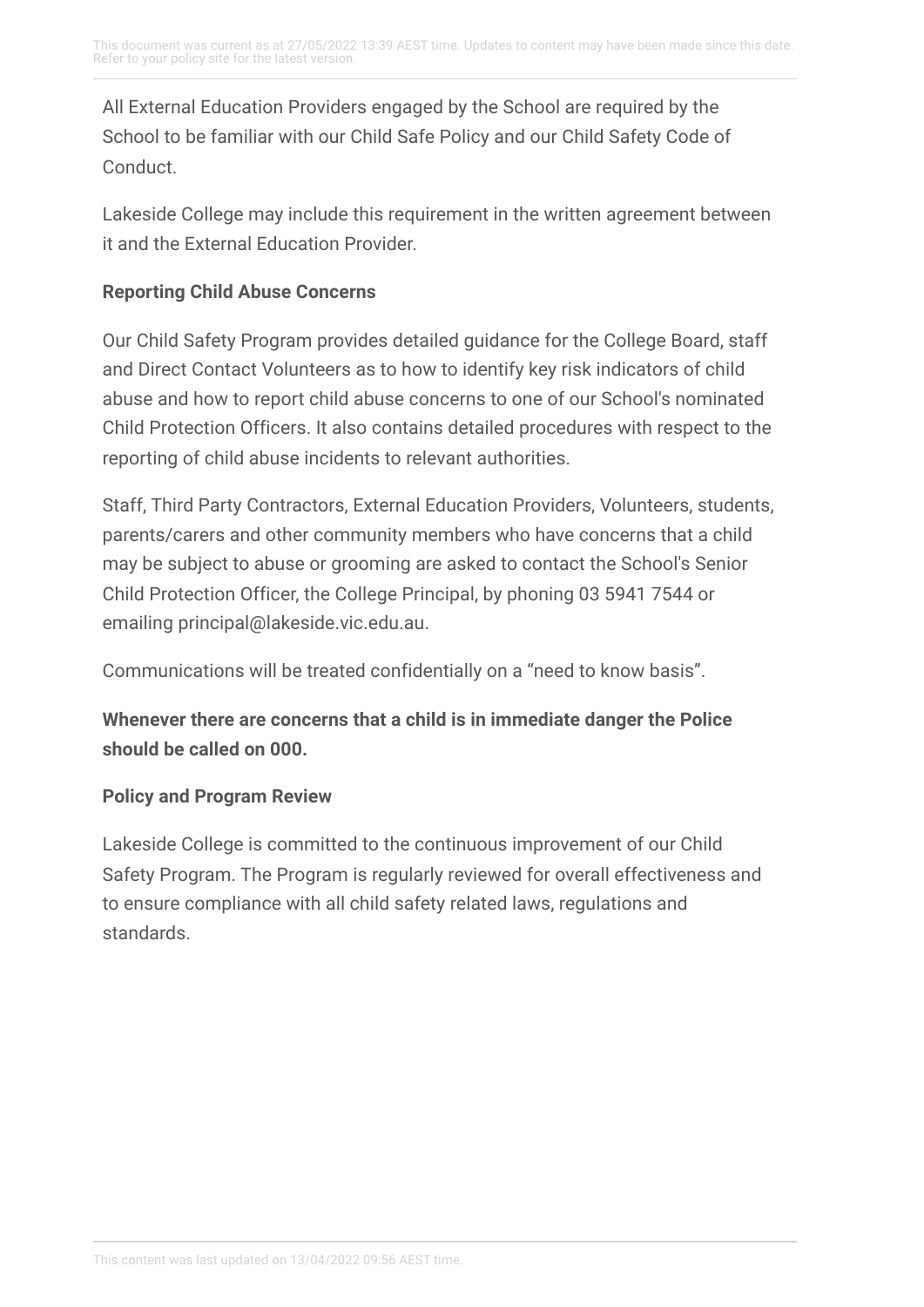All External Education Providers engaged by the School are required by the School to be familiar with our Child Safe Policy and our Child Safety Code of Conduct.

Lakeside College may include this requirement in the written agreement between it and the External Education Provider.

**Reporting Child Abuse Concerns**

Our Child Safety Program provides detailed guidance for the College Board, staff and Direct Contact Volunteers as to how to identify key risk indicators of child abuse and how to report child abuse concerns to one of our School's nominated Child Protection Officers. It also contains detailed procedures with respect to the reporting of child abuse incidents to relevant authorities.

Staff, Third Party Contractors, External Education Providers, Volunteers, students, parents/carers and other community members who have concerns that a child may be subject to abuse or grooming are asked to contact the School's Senior Child Protection Officer, the College Principal, by phoning 03 5941 7544 or emailing principal@lakeside.vic.edu.au.

Communications will be treated confidentially on a "need to know basis".

**Whenever there are concerns that a child is in immediate danger the Police should be called on 000.**

**Policy and Program Review**

Lakeside College is committed to the continuous improvement of our Child Safety Program. The Program is regularly reviewed for overall effectiveness and to ensure compliance with all child safety related laws, regulations and standards.